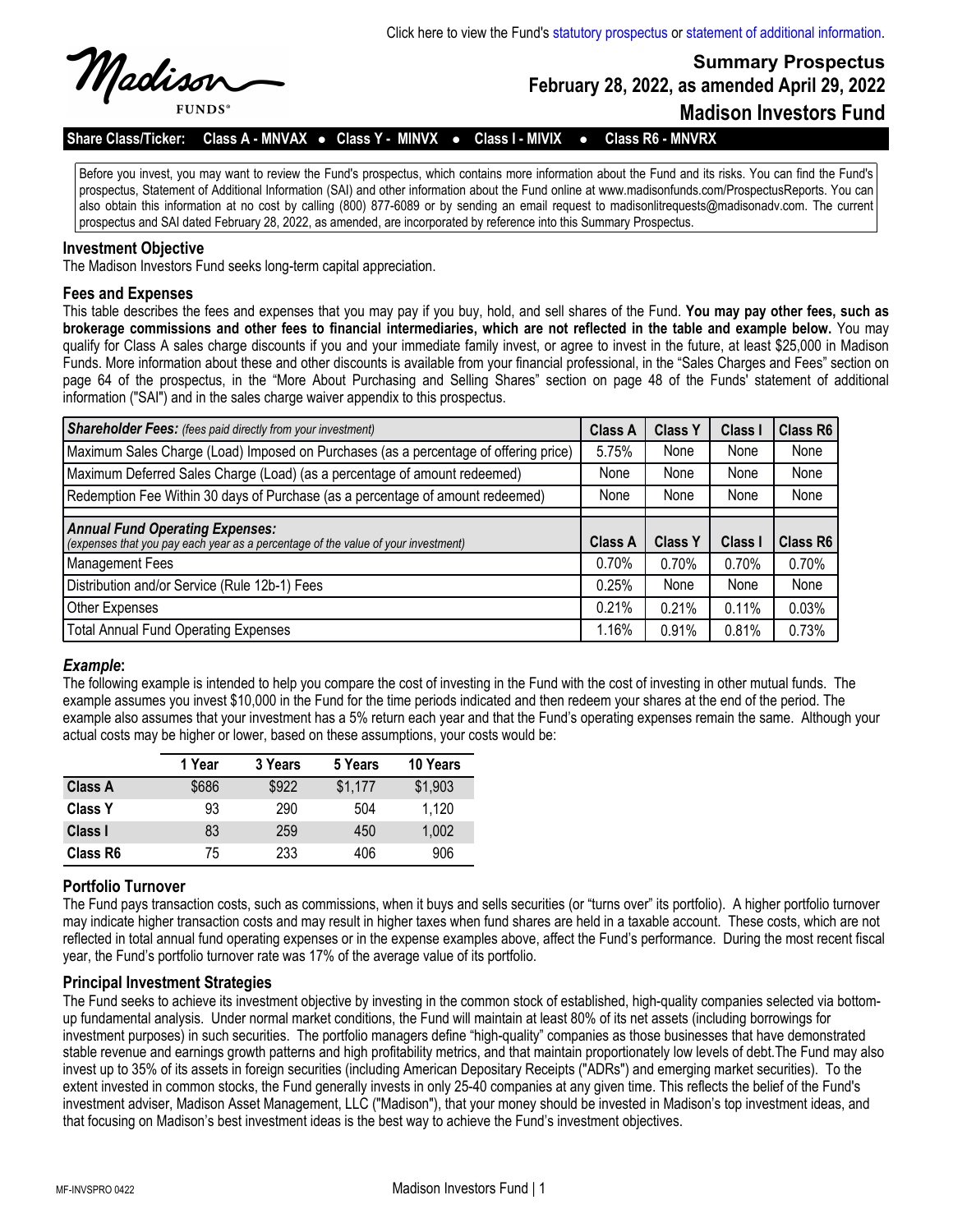Click here to view the Fund's statutory prospectus or statement of additional information.

Madison FUNDS®

# Summary Prospectus
## February 28, 2022, as amended April 29, 2022
## Madison Investors Fund

**Share Class/Ticker: Class A - MNVAX • Class Y - MINVX • Class I - MIVIX • Class R6 - MNVRX**

Before you invest, you may want to review the Fund's prospectus, which contains more information about the Fund and its risks. You can find the Fund's prospectus, Statement of Additional Information (SAI) and other information about the Fund online at www.madisonfunds.com/ProspectusReports. You can also obtain this information at no cost by calling (800) 877-6089 or by sending an email request to madisonlitrequests@madisonadv.com. The current prospectus and SAI dated February 28, 2022, as amended, are incorporated by reference into this Summary Prospectus.

### Investment Objective

The Madison Investors Fund seeks long-term capital appreciation.

### Fees and Expenses

This table describes the fees and expenses that you may pay if you buy, hold, and sell shares of the Fund. **You may pay other fees, such as brokerage commissions and other fees to financial intermediaries, which are not reflected in the table and example below.** You may qualify for Class A sales charge discounts if you and your immediate family invest, or agree to invest in the future, at least $25,000 in Madison Funds. More information about these and other discounts is available from your financial professional, in the "Sales Charges and Fees" section on page 64 of the prospectus, in the "More About Purchasing and Selling Shares" section on page 48 of the Funds' statement of additional information ("SAI") and in the sales charge waiver appendix to this prospectus.

| ***Shareholder Fees:*** *(fees paid directly from your investment)* | Class A | Class Y | Class I | Class R6 |
|---|---|---|---|---|
| Maximum Sales Charge (Load) Imposed on Purchases (as a percentage of offering price) | 5.75% | None | None | None |
| Maximum Deferred Sales Charge (Load) (as a percentage of amount redeemed) | None | None | None | None |
| Redemption Fee Within 30 days of Purchase (as a percentage of amount redeemed) | None | None | None | None |
| ***Annual Fund Operating Expenses:*** *(expenses that you pay each year as a percentage of the value of your investment)* | **Class A** | **Class Y** | **Class I** | **Class R6** |
| Management Fees | 0.70% | 0.70% | 0.70% | 0.70% |
| Distribution and/or Service (Rule 12b-1) Fees | 0.25% | None | None | None |
| Other Expenses | 0.21% | 0.21% | 0.11% | 0.03% |
| Total Annual Fund Operating Expenses | 1.16% | 0.91% | 0.81% | 0.73% |

### *Example*:

The following example is intended to help you compare the cost of investing in the Fund with the cost of investing in other mutual funds. The example assumes you invest $10,000 in the Fund for the time periods indicated and then redeem your shares at the end of the period. The example also assumes that your investment has a 5% return each year and that the Fund's operating expenses remain the same. Although your actual costs may be higher or lower, based on these assumptions, your costs would be:

| | 1 Year | 3 Years | 5 Years | 10 Years |
|---|---|---|---|---|
| **Class A** | $686 | $922 | $1,177 | $1,903 |
| **Class Y** | 93 | 290 | 504 | 1,120 |
| **Class I** | 83 | 259 | 450 | 1,002 |
| **Class R6** | 75 | 233 | 406 | 906 |

### Portfolio Turnover

The Fund pays transaction costs, such as commissions, when it buys and sells securities (or "turns over" its portfolio). A higher portfolio turnover may indicate higher transaction costs and may result in higher taxes when fund shares are held in a taxable account. These costs, which are not reflected in total annual fund operating expenses or in the expense examples above, affect the Fund's performance. During the most recent fiscal year, the Fund's portfolio turnover rate was 17% of the average value of its portfolio.

### Principal Investment Strategies

The Fund seeks to achieve its investment objective by investing in the common stock of established, high-quality companies selected via bottom-up fundamental analysis. Under normal market conditions, the Fund will maintain at least 80% of its net assets (including borrowings for investment purposes) in such securities. The portfolio managers define "high-quality" companies as those businesses that have demonstrated stable revenue and earnings growth patterns and high profitability metrics, and that maintain proportionately low levels of debt.The Fund may also invest up to 35% of its assets in foreign securities (including American Depositary Receipts ("ADRs") and emerging market securities). To the extent invested in common stocks, the Fund generally invests in only 25-40 companies at any given time. This reflects the belief of the Fund's investment adviser, Madison Asset Management, LLC ("Madison"), that your money should be invested in Madison's top investment ideas, and that focusing on Madison's best investment ideas is the best way to achieve the Fund's investment objectives.

MF-INVSPRO 0422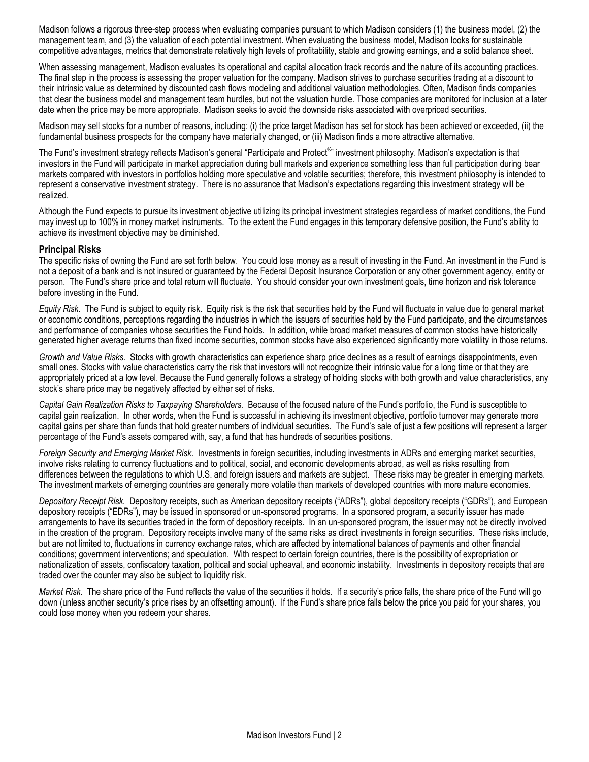Madison follows a rigorous three-step process when evaluating companies pursuant to which Madison considers (1) the business model, (2) the management team, and (3) the valuation of each potential investment. When evaluating the business model, Madison looks for sustainable competitive advantages, metrics that demonstrate relatively high levels of profitability, stable and growing earnings, and a solid balance sheet.

When assessing management, Madison evaluates its operational and capital allocation track records and the nature of its accounting practices. The final step in the process is assessing the proper valuation for the company. Madison strives to purchase securities trading at a discount to their intrinsic value as determined by discounted cash flows modeling and additional valuation methodologies. Often, Madison finds companies that clear the business model and management team hurdles, but not the valuation hurdle. Those companies are monitored for inclusion at a later date when the price may be more appropriate. Madison seeks to avoid the downside risks associated with overpriced securities.

Madison may sell stocks for a number of reasons, including: (i) the price target Madison has set for stock has been achieved or exceeded, (ii) the fundamental business prospects for the company have materially changed, or (iii) Madison finds a more attractive alternative.

The Fund's investment strategy reflects Madison's general "Participate and Protect®" investment philosophy. Madison's expectation is that investors in the Fund will participate in market appreciation during bull markets and experience something less than full participation during bear markets compared with investors in portfolios holding more speculative and volatile securities; therefore, this investment philosophy is intended to represent a conservative investment strategy. There is no assurance that Madison's expectations regarding this investment strategy will be realized.

Although the Fund expects to pursue its investment objective utilizing its principal investment strategies regardless of market conditions, the Fund may invest up to 100% in money market instruments. To the extent the Fund engages in this temporary defensive position, the Fund's ability to achieve its investment objective may be diminished.

## Principal Risks

The specific risks of owning the Fund are set forth below. You could lose money as a result of investing in the Fund. An investment in the Fund is not a deposit of a bank and is not insured or guaranteed by the Federal Deposit Insurance Corporation or any other government agency, entity or person. The Fund's share price and total return will fluctuate. You should consider your own investment goals, time horizon and risk tolerance before investing in the Fund.

*Equity Risk.* The Fund is subject to equity risk. Equity risk is the risk that securities held by the Fund will fluctuate in value due to general market or economic conditions, perceptions regarding the industries in which the issuers of securities held by the Fund participate, and the circumstances and performance of companies whose securities the Fund holds. In addition, while broad market measures of common stocks have historically generated higher average returns than fixed income securities, common stocks have also experienced significantly more volatility in those returns.

*Growth and Value Risks.* Stocks with growth characteristics can experience sharp price declines as a result of earnings disappointments, even small ones. Stocks with value characteristics carry the risk that investors will not recognize their intrinsic value for a long time or that they are appropriately priced at a low level. Because the Fund generally follows a strategy of holding stocks with both growth and value characteristics, any stock's share price may be negatively affected by either set of risks.

*Capital Gain Realization Risks to Taxpaying Shareholders.* Because of the focused nature of the Fund's portfolio, the Fund is susceptible to capital gain realization. In other words, when the Fund is successful in achieving its investment objective, portfolio turnover may generate more capital gains per share than funds that hold greater numbers of individual securities. The Fund's sale of just a few positions will represent a larger percentage of the Fund's assets compared with, say, a fund that has hundreds of securities positions.

*Foreign Security and Emerging Market Risk*. Investments in foreign securities, including investments in ADRs and emerging market securities, involve risks relating to currency fluctuations and to political, social, and economic developments abroad, as well as risks resulting from differences between the regulations to which U.S. and foreign issuers and markets are subject. These risks may be greater in emerging markets. The investment markets of emerging countries are generally more volatile than markets of developed countries with more mature economies.

*Depository Receipt Risk.* Depository receipts, such as American depository receipts ("ADRs"), global depository receipts ("GDRs"), and European depository receipts ("EDRs"), may be issued in sponsored or un-sponsored programs. In a sponsored program, a security issuer has made arrangements to have its securities traded in the form of depository receipts. In an un-sponsored program, the issuer may not be directly involved in the creation of the program. Depository receipts involve many of the same risks as direct investments in foreign securities. These risks include, but are not limited to, fluctuations in currency exchange rates, which are affected by international balances of payments and other financial conditions; government interventions; and speculation. With respect to certain foreign countries, there is the possibility of expropriation or nationalization of assets, confiscatory taxation, political and social upheaval, and economic instability. Investments in depository receipts that are traded over the counter may also be subject to liquidity risk.

*Market Risk.* The share price of the Fund reflects the value of the securities it holds. If a security's price falls, the share price of the Fund will go down (unless another security's price rises by an offsetting amount). If the Fund's share price falls below the price you paid for your shares, you could lose money when you redeem your shares.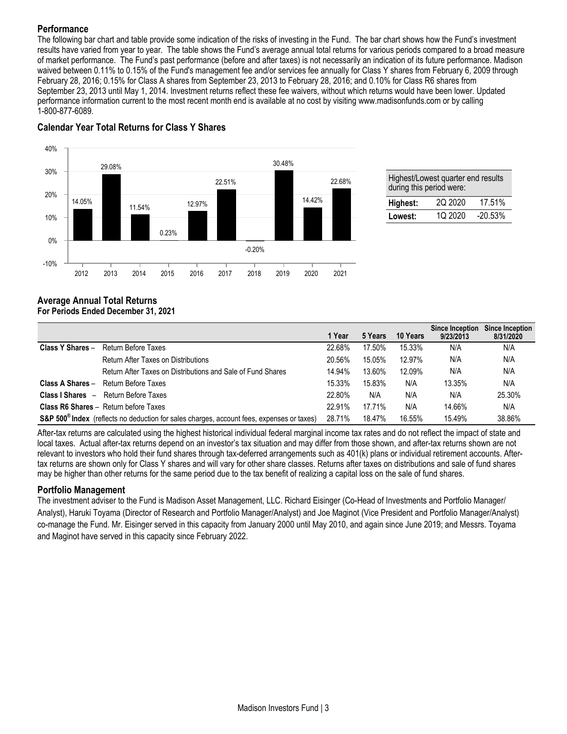## Performance

The following bar chart and table provide some indication of the risks of investing in the Fund. The bar chart shows how the Fund's investment results have varied from year to year. The table shows the Fund's average annual total returns for various periods compared to a broad measure of market performance. The Fund's past performance (before and after taxes) is not necessarily an indication of its future performance. Madison waived between 0.11% to 0.15% of the Fund's management fee and/or services fee annually for Class Y shares from February 6, 2009 through February 28, 2016; 0.15% for Class A shares from September 23, 2013 to February 28, 2016; and 0.10% for Class R6 shares from September 23, 2013 until May 1, 2014. Investment returns reflect these fee waivers, without which returns would have been lower. Updated performance information current to the most recent month end is available at no cost by visiting www.madisonfunds.com or by calling 1-800-877-6089.

### Calendar Year Total Returns for Class Y Shares

| Year | Return |
|---|---|
| 2012 | 14.05% |
| 2013 | 29.08% |
| 2014 | 11.54% |
| 2015 | 0.23% |
| 2016 | 12.97% |
| 2017 | 22.51% |
| 2018 | -0.20% |
| 2019 | 30.48% |
| 2020 | 14.42% |
| 2021 | 22.68% |

| Highest/Lowest quarter end results during this period were: | | |
|---|---|---|
| **Highest:** | 2Q 2020 | 17.51% |
| **Lowest:** | 1Q 2020 | -20.53% |

### Average Annual Total Returns
**For Periods Ended December 31, 2021**

| | | 1 Year | 5 Years | 10 Years | Since Inception 9/23/2013 | Since Inception 8/31/2020 |
|---|---|---|---|---|---|---|
| **Class Y Shares** – | Return Before Taxes | 22.68% | 17.50% | 15.33% | N/A | N/A |
| | Return After Taxes on Distributions | 20.56% | 15.05% | 12.97% | N/A | N/A |
| | Return After Taxes on Distributions and Sale of Fund Shares | 14.94% | 13.60% | 12.09% | N/A | N/A |
| **Class A Shares** – | Return Before Taxes | 15.33% | 15.83% | N/A | 13.35% | N/A |
| **Class I Shares** – | Return Before Taxes | 22.80% | N/A | N/A | N/A | 25.30% |
| **Class R6 Shares** – | Return before Taxes | 22.91% | 17.71% | N/A | 14.66% | N/A |
| **S&P 500® Index** | (reflects no deduction for sales charges, account fees, expenses or taxes) | 28.71% | 18.47% | 16.55% | 15.49% | 38.86% |

After-tax returns are calculated using the highest historical individual federal marginal income tax rates and do not reflect the impact of state and local taxes. Actual after-tax returns depend on an investor's tax situation and may differ from those shown, and after-tax returns shown are not relevant to investors who hold their fund shares through tax-deferred arrangements such as 401(k) plans or individual retirement accounts. After-tax returns are shown only for Class Y shares and will vary for other share classes. Returns after taxes on distributions and sale of fund shares may be higher than other returns for the same period due to the tax benefit of realizing a capital loss on the sale of fund shares.

## Portfolio Management

The investment adviser to the Fund is Madison Asset Management, LLC. Richard Eisinger (Co-Head of Investments and Portfolio Manager/Analyst), Haruki Toyama (Director of Research and Portfolio Manager/Analyst) and Joe Maginot (Vice President and Portfolio Manager/Analyst) co-manage the Fund. Mr. Eisinger served in this capacity from January 2000 until May 2010, and again since June 2019; and Messrs. Toyama and Maginot have served in this capacity since February 2022.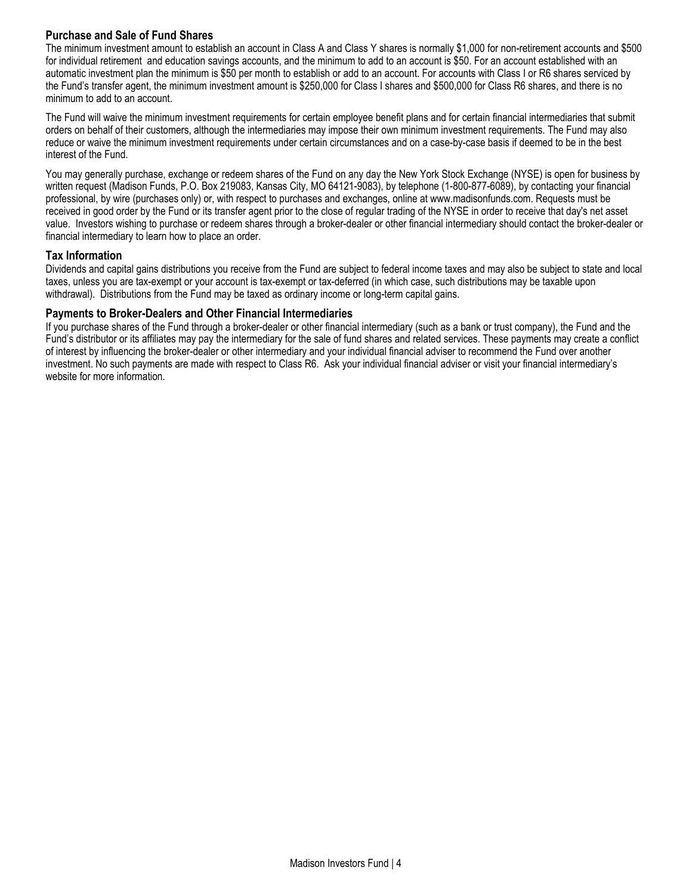## Purchase and Sale of Fund Shares

The minimum investment amount to establish an account in Class A and Class Y shares is normally $1,000 for non-retirement accounts and $500 for individual retirement and education savings accounts, and the minimum to add to an account is $50. For an account established with an automatic investment plan the minimum is $50 per month to establish or add to an account. For accounts with Class I or R6 shares serviced by the Fund's transfer agent, the minimum investment amount is $250,000 for Class I shares and $500,000 for Class R6 shares, and there is no minimum to add to an account.

The Fund will waive the minimum investment requirements for certain employee benefit plans and for certain financial intermediaries that submit orders on behalf of their customers, although the intermediaries may impose their own minimum investment requirements. The Fund may also reduce or waive the minimum investment requirements under certain circumstances and on a case-by-case basis if deemed to be in the best interest of the Fund.

You may generally purchase, exchange or redeem shares of the Fund on any day the New York Stock Exchange (NYSE) is open for business by written request (Madison Funds, P.O. Box 219083, Kansas City, MO 64121-9083), by telephone (1-800-877-6089), by contacting your financial professional, by wire (purchases only) or, with respect to purchases and exchanges, online at www.madisonfunds.com. Requests must be received in good order by the Fund or its transfer agent prior to the close of regular trading of the NYSE in order to receive that day's net asset value. Investors wishing to purchase or redeem shares through a broker-dealer or other financial intermediary should contact the broker-dealer or financial intermediary to learn how to place an order.

## Tax Information

Dividends and capital gains distributions you receive from the Fund are subject to federal income taxes and may also be subject to state and local taxes, unless you are tax-exempt or your account is tax-exempt or tax-deferred (in which case, such distributions may be taxable upon withdrawal). Distributions from the Fund may be taxed as ordinary income or long-term capital gains.

## Payments to Broker-Dealers and Other Financial Intermediaries

If you purchase shares of the Fund through a broker-dealer or other financial intermediary (such as a bank or trust company), the Fund and the Fund's distributor or its affiliates may pay the intermediary for the sale of fund shares and related services. These payments may create a conflict of interest by influencing the broker-dealer or other intermediary and your individual financial adviser to recommend the Fund over another investment. No such payments are made with respect to Class R6. Ask your individual financial adviser or visit your financial intermediary's website for more information.